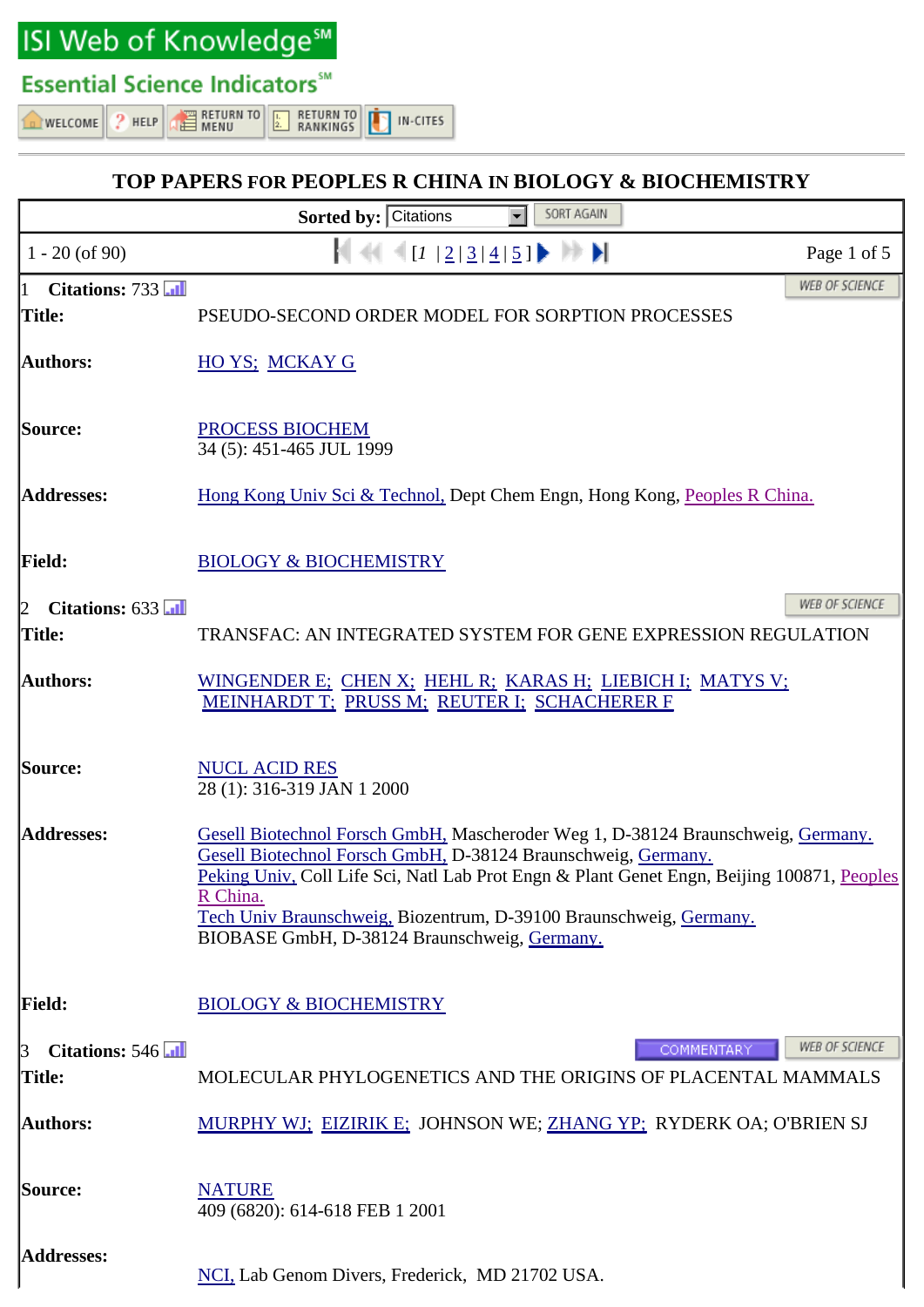ISI Web of Knowledge[SM]

Essential Science Indicators[SM]

WELCOME | HELP | RETURN TO MENU | RETURN TO RANKINGS | IN-CITES

## TOP PAPERS FOR PEOPLES R CHINA IN BIOLOGY & BIOCHEMISTRY

Sorted by: Citations | SORT AGAIN

1 - 20 (of 90) [1 | 2 | 3 | 4 | 5 ] Page 1 of 5

---

1 **Citations:** 733 WEB OF SCIENCE

| | |
|---|---|
| **Title:** | PSEUDO-SECOND ORDER MODEL FOR SORPTION PROCESSES |
| **Authors:** | HO YS; MCKAY G |
| **Source:** | PROCESS BIOCHEM<br>34 (5): 451-465 JUL 1999 |
| **Addresses:** | Hong Kong Univ Sci & Technol, Dept Chem Engn, Hong Kong, Peoples R China. |
| **Field:** | BIOLOGY & BIOCHEMISTRY |

2 **Citations:** 633 WEB OF SCIENCE

| | |
|---|---|
| **Title:** | TRANSFAC: AN INTEGRATED SYSTEM FOR GENE EXPRESSION REGULATION |
| **Authors:** | WINGENDER E; CHEN X; HEHL R; KARAS H; LIEBICH I; MATYS V; MEINHARDT T; PRUSS M; REUTER I; SCHACHERER F |
| **Source:** | NUCL ACID RES<br>28 (1): 316-319 JAN 1 2000 |
| **Addresses:** | Gesell Biotechnol Forsch GmbH, Mascheroder Weg 1, D-38124 Braunschweig, Germany.<br>Gesell Biotechnol Forsch GmbH, D-38124 Braunschweig, Germany.<br>Peking Univ, Coll Life Sci, Natl Lab Prot Engn & Plant Genet Engn, Beijing 100871, Peoples R China.<br>Tech Univ Braunschweig, Biozentrum, D-39100 Braunschweig, Germany.<br>BIOBASE GmbH, D-38124 Braunschweig, Germany. |
| **Field:** | BIOLOGY & BIOCHEMISTRY |

3 **Citations:** 546 COMMENTARY WEB OF SCIENCE

| | |
|---|---|
| **Title:** | MOLECULAR PHYLOGENETICS AND THE ORIGINS OF PLACENTAL MAMMALS |
| **Authors:** | MURPHY WJ; EIZIRIK E; JOHNSON WE; ZHANG YP; RYDERK OA; O'BRIEN SJ |
| **Source:** | NATURE<br>409 (6820): 614-618 FEB 1 2001 |
| **Addresses:** | NCI, Lab Genom Divers, Frederick, MD 21702 USA. |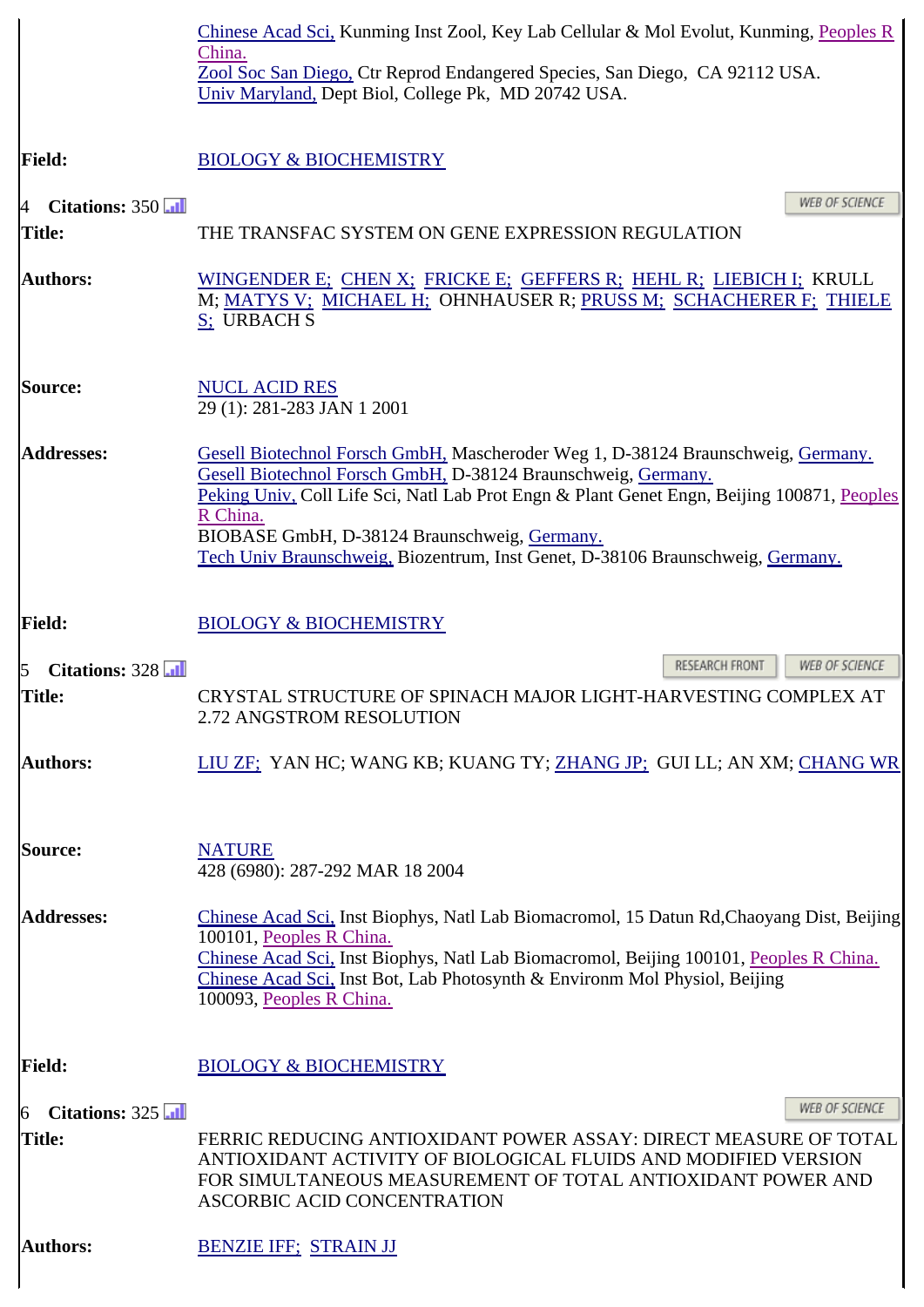Chinese Acad Sci, Kunming Inst Zool, Key Lab Cellular & Mol Evolut, Kunming, Peoples R China.
Zool Soc San Diego, Ctr Reprod Endangered Species, San Diego, CA 92112 USA.
Univ Maryland, Dept Biol, College Pk, MD 20742 USA.

**Field:** BIOLOGY & BIOCHEMISTRY

4 **Citations:** 350 — WEB OF SCIENCE

**Title:** THE TRANSFAC SYSTEM ON GENE EXPRESSION REGULATION

**Authors:** WINGENDER E; CHEN X; FRICKE E; GEFFERS R; HEHL R; LIEBICH I; KRULL M; MATYS V; MICHAEL H; OHNHAUSER R; PRUSS M; SCHACHERER F; THIELE S; URBACH S

**Source:** NUCL ACID RES
29 (1): 281-283 JAN 1 2001

**Addresses:**
Gesell Biotechnol Forsch GmbH, Mascheroder Weg 1, D-38124 Braunschweig, Germany.
Gesell Biotechnol Forsch GmbH, D-38124 Braunschweig, Germany.
Peking Univ, Coll Life Sci, Natl Lab Prot Engn & Plant Genet Engn, Beijing 100871, Peoples R China.
BIOBASE GmbH, D-38124 Braunschweig, Germany.
Tech Univ Braunschweig, Biozentrum, Inst Genet, D-38106 Braunschweig, Germany.

**Field:** BIOLOGY & BIOCHEMISTRY

5 **Citations:** 328 — RESEARCH FRONT — WEB OF SCIENCE

**Title:** CRYSTAL STRUCTURE OF SPINACH MAJOR LIGHT-HARVESTING COMPLEX AT 2.72 ANGSTROM RESOLUTION

**Authors:** LIU ZF; YAN HC; WANG KB; KUANG TY; ZHANG JP; GUI LL; AN XM; CHANG WR

**Source:** NATURE
428 (6980): 287-292 MAR 18 2004

**Addresses:**
Chinese Acad Sci, Inst Biophys, Natl Lab Biomacromol, 15 Datun Rd,Chaoyang Dist, Beijing 100101, Peoples R China.
Chinese Acad Sci, Inst Biophys, Natl Lab Biomacromol, Beijing 100101, Peoples R China.
Chinese Acad Sci, Inst Bot, Lab Photosynth & Environm Mol Physiol, Beijing 100093, Peoples R China.

**Field:** BIOLOGY & BIOCHEMISTRY

6 **Citations:** 325 — WEB OF SCIENCE

**Title:** FERRIC REDUCING ANTIOXIDANT POWER ASSAY: DIRECT MEASURE OF TOTAL ANTIOXIDANT ACTIVITY OF BIOLOGICAL FLUIDS AND MODIFIED VERSION FOR SIMULTANEOUS MEASUREMENT OF TOTAL ANTIOXIDANT POWER AND ASCORBIC ACID CONCENTRATION

**Authors:** BENZIE IFF; STRAIN JJ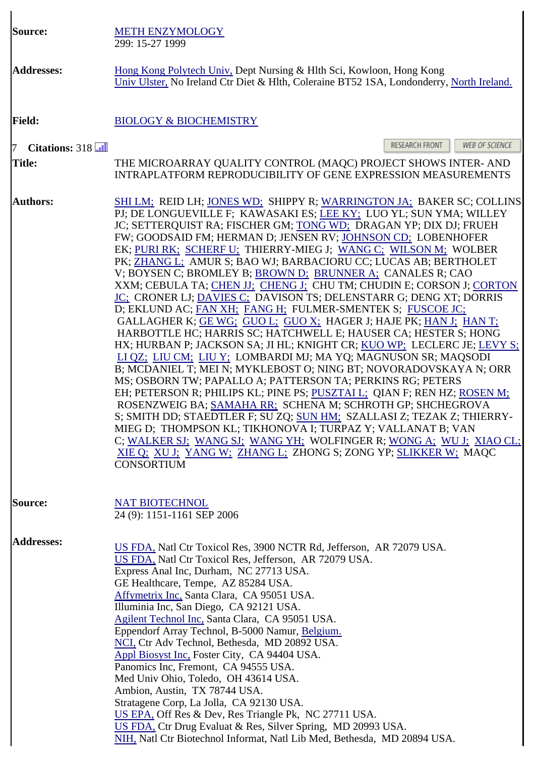**Source:** METH ENZYMOLOGY
299: 15-27 1999

**Addresses:** Hong Kong Polytech Univ, Dept Nursing & Hlth Sci, Kowloon, Hong Kong
Univ Ulster, No Ireland Ctr Diet & Hlth, Coleraine BT52 1SA, Londonderry, North Ireland.

**Field:** BIOLOGY & BIOCHEMISTRY

7 **Citations:** 318

RESEARCH FRONT | WEB OF SCIENCE

**Title:** THE MICROARRAY QUALITY CONTROL (MAQC) PROJECT SHOWS INTER- AND INTRAPLATFORM REPRODUCIBILITY OF GENE EXPRESSION MEASUREMENTS

**Authors:** SHI LM; REID LH; JONES WD; SHIPPY R; WARRINGTON JA; BAKER SC; COLLINS PJ; DE LONGUEVILLE F; KAWASAKI ES; LEE KY; LUO YL; SUN YMA; WILLEY JC; SETTERQUIST RA; FISCHER GM; TONG WD; DRAGAN YP; DIX DJ; FRUEH FW; GOODSAID FM; HERMAN D; JENSEN RV; JOHNSON CD; LOBENHOFER EK; PURI RK; SCHERF U; THIERRY-MIEG J; WANG C; WILSON M; WOLBER PK; ZHANG L; AMUR S; BAO WJ; BARBACIORU CC; LUCAS AB; BERTHOLET V; BOYSEN C; BROMLEY B; BROWN D; BRUNNER A; CANALES R; CAO XXM; CEBULA TA; CHEN JJ; CHENG J; CHU TM; CHUDIN E; CORSON J; CORTON JC; CRONER LJ; DAVIES C; DAVISON TS; DELENSTARR G; DENG XT; DORRIS D; EKLUND AC; FAN XH; FANG H; FULMER-SMENTEK S; FUSCOE JC; GALLAGHER K; GE WG; GUO L; GUO X; HAGER J; HAJE PK; HAN J; HAN T; HARBOTTLE HC; HARRIS SC; HATCHWELL E; HAUSER CA; HESTER S; HONG HX; HURBAN P; JACKSON SA; JI HL; KNIGHT CR; KUO WP; LECLERC JE; LEVY S; LI QZ; LIU CM; LIU Y; LOMBARDI MJ; MA YQ; MAGNUSON SR; MAQSODI B; MCDANIEL T; MEI N; MYKLEBOST O; NING BT; NOVORADOVSKAYA N; ORR MS; OSBORN TW; PAPALLO A; PATTERSON TA; PERKINS RG; PETERS EH; PETERSON R; PHILIPS KL; PINE PS; PUSZTAI L; QIAN F; REN HZ; ROSEN M; ROSENZWEIG BA; SAMAHA RR; SCHENA M; SCHROTH GP; SHCHEGROVA S; SMITH DD; STAEDTLER F; SU ZQ; SUN HM; SZALLASI Z; TEZAK Z; THIERRY-MIEG D; THOMPSON KL; TIKHONOVA I; TURPAZ Y; VALLANAT B; VAN C; WALKER SJ; WANG SJ; WANG YH; WOLFINGER R; WONG A; WU J; XIAO CL; XIE Q; XU J; YANG W; ZHANG L; ZHONG S; ZONG YP; SLIKKER W; MAQC CONSORTIUM

**Source:** NAT BIOTECHNOL
24 (9): 1151-1161 SEP 2006

**Addresses:**
US FDA, Natl Ctr Toxicol Res, 3900 NCTR Rd, Jefferson, AR 72079 USA.
US FDA, Natl Ctr Toxicol Res, Jefferson, AR 72079 USA.
Express Anal Inc, Durham, NC 27713 USA.
GE Healthcare, Tempe, AZ 85284 USA.
Affymetrix Inc, Santa Clara, CA 95051 USA.
Illuminia Inc, San Diego, CA 92121 USA.
Agilent Technol Inc, Santa Clara, CA 95051 USA.
Eppendorf Array Technol, B-5000 Namur, Belgium.
NCI, Ctr Adv Technol, Bethesda, MD 20892 USA.
Appl Biosyst Inc, Foster City, CA 94404 USA.
Panomics Inc, Fremont, CA 94555 USA.
Med Univ Ohio, Toledo, OH 43614 USA.
Ambion, Austin, TX 78744 USA.
Stratagene Corp, La Jolla, CA 92130 USA.
US EPA, Off Res & Dev, Res Triangle Pk, NC 27711 USA.
US FDA, Ctr Drug Evaluat & Res, Silver Spring, MD 20993 USA.
NIH, Natl Ctr Biotechnol Informat, Natl Lib Med, Bethesda, MD 20894 USA.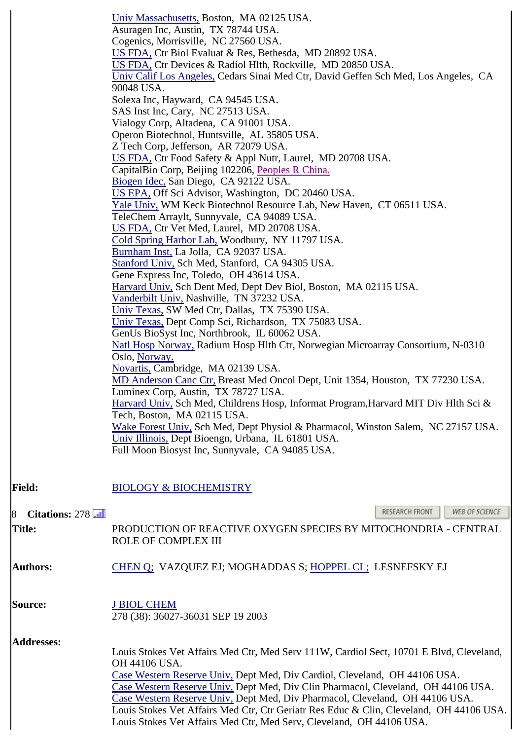Univ Massachusetts, Boston, MA 02125 USA.
Asuragen Inc, Austin, TX 78744 USA.
Cogenics, Morrisville, NC 27560 USA.
US FDA, Ctr Biol Evaluat & Res, Bethesda, MD 20892 USA.
US FDA, Ctr Devices & Radiol Hlth, Rockville, MD 20850 USA.
Univ Calif Los Angeles, Cedars Sinai Med Ctr, David Geffen Sch Med, Los Angeles, CA 90048 USA.
Solexa Inc, Hayward, CA 94545 USA.
SAS Inst Inc, Cary, NC 27513 USA.
Vialogy Corp, Altadena, CA 91001 USA.
Operon Biotechnol, Huntsville, AL 35805 USA.
Z Tech Corp, Jefferson, AR 72079 USA.
US FDA, Ctr Food Safety & Appl Nutr, Laurel, MD 20708 USA.
CapitalBio Corp, Beijing 102206, Peoples R China.
Biogen Idec, San Diego, CA 92122 USA.
US EPA, Off Sci Advisor, Washington, DC 20460 USA.
Yale Univ, WM Keck Biotechnol Resource Lab, New Haven, CT 06511 USA.
TeleChem Arraylt, Sunnyvale, CA 94089 USA.
US FDA, Ctr Vet Med, Laurel, MD 20708 USA.
Cold Spring Harbor Lab, Woodbury, NY 11797 USA.
Burnham Inst, La Jolla, CA 92037 USA.
Stanford Univ, Sch Med, Stanford, CA 94305 USA.
Gene Express Inc, Toledo, OH 43614 USA.
Harvard Univ, Sch Dent Med, Dept Dev Biol, Boston, MA 02115 USA.
Vanderbilt Univ, Nashville, TN 37232 USA.
Univ Texas, SW Med Ctr, Dallas, TX 75390 USA.
Univ Texas, Dept Comp Sci, Richardson, TX 75083 USA.
GenUs BioSyst Inc, Northbrook, IL 60062 USA.
Natl Hosp Norway, Radium Hosp Hlth Ctr, Norwegian Microarray Consortium, N-0310 Oslo, Norway.
Novartis, Cambridge, MA 02139 USA.
MD Anderson Canc Ctr, Breast Med Oncol Dept, Unit 1354, Houston, TX 77230 USA.
Luminex Corp, Austin, TX 78727 USA.
Harvard Univ, Sch Med, Childrens Hosp, Informat Program,Harvard MIT Div Hlth Sci & Tech, Boston, MA 02115 USA.
Wake Forest Univ, Sch Med, Dept Physiol & Pharmacol, Winston Salem, NC 27157 USA.
Univ Illinois, Dept Bioengn, Urbana, IL 61801 USA.
Full Moon Biosyst Inc, Sunnyvale, CA 94085 USA.

**Field:** BIOLOGY & BIOCHEMISTRY

8 **Citations:** 278

RESEARCH FRONT | WEB OF SCIENCE

**Title:** PRODUCTION OF REACTIVE OXYGEN SPECIES BY MITOCHONDRIA - CENTRAL ROLE OF COMPLEX III

**Authors:** CHEN Q; VAZQUEZ EJ; MOGHADDAS S; HOPPEL CL; LESNEFSKY EJ

**Source:** J BIOL CHEM
278 (38): 36027-36031 SEP 19 2003

**Addresses:**

Louis Stokes Vet Affairs Med Ctr, Med Serv 111W, Cardiol Sect, 10701 E Blvd, Cleveland, OH 44106 USA.
Case Western Reserve Univ, Dept Med, Div Cardiol, Cleveland, OH 44106 USA.
Case Western Reserve Univ, Dept Med, Div Clin Pharmacol, Cleveland, OH 44106 USA.
Case Western Reserve Univ, Dept Med, Div Pharmacol, Cleveland, OH 44106 USA.
Louis Stokes Vet Affairs Med Ctr, Ctr Geriatr Res Educ & Clin, Cleveland, OH 44106 USA.
Louis Stokes Vet Affairs Med Ctr, Med Serv, Cleveland, OH 44106 USA.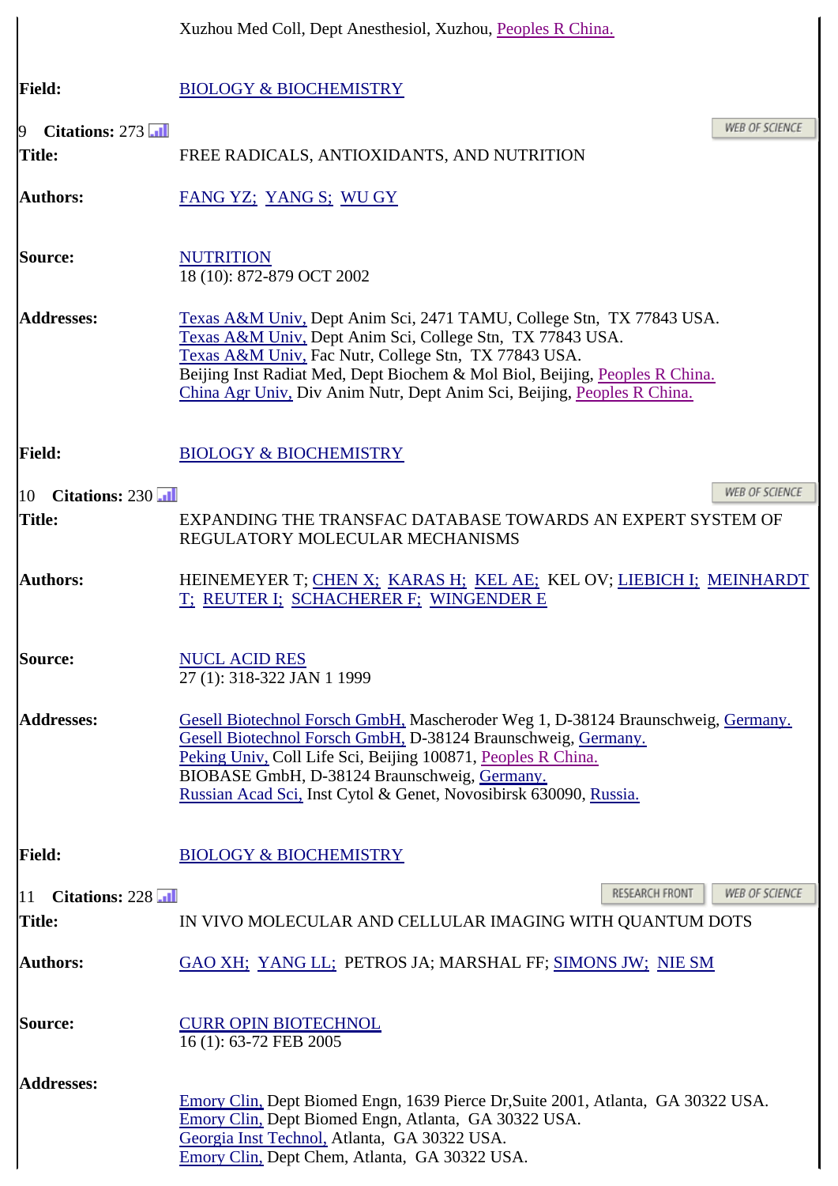Xuzhou Med Coll, Dept Anesthesiol, Xuzhou, Peoples R China.

**Field:** BIOLOGY & BIOCHEMISTRY

9 **Citations:** 273

WEB OF SCIENCE

**Title:** FREE RADICALS, ANTIOXIDANTS, AND NUTRITION

**Authors:** FANG YZ; YANG S; WU GY

**Source:** NUTRITION
18 (10): 872-879 OCT 2002

**Addresses:**
Texas A&M Univ, Dept Anim Sci, 2471 TAMU, College Stn, TX 77843 USA.
Texas A&M Univ, Dept Anim Sci, College Stn, TX 77843 USA.
Texas A&M Univ, Fac Nutr, College Stn, TX 77843 USA.
Beijing Inst Radiat Med, Dept Biochem & Mol Biol, Beijing, Peoples R China.
China Agr Univ, Div Anim Nutr, Dept Anim Sci, Beijing, Peoples R China.

**Field:** BIOLOGY & BIOCHEMISTRY

10 **Citations:** 230

WEB OF SCIENCE

**Title:** EXPANDING THE TRANSFAC DATABASE TOWARDS AN EXPERT SYSTEM OF REGULATORY MOLECULAR MECHANISMS

**Authors:** HEINEMEYER T; CHEN X; KARAS H; KEL AE; KEL OV; LIEBICH I; MEINHARDT T; REUTER I; SCHACHERER F; WINGENDER E

**Source:** NUCL ACID RES
27 (1): 318-322 JAN 1 1999

**Addresses:**
Gesell Biotechnol Forsch GmbH, Mascheroder Weg 1, D-38124 Braunschweig, Germany.
Gesell Biotechnol Forsch GmbH, D-38124 Braunschweig, Germany.
Peking Univ, Coll Life Sci, Beijing 100871, Peoples R China.
BIOBASE GmbH, D-38124 Braunschweig, Germany.
Russian Acad Sci, Inst Cytol & Genet, Novosibirsk 630090, Russia.

**Field:** BIOLOGY & BIOCHEMISTRY

11 **Citations:** 228

RESEARCH FRONT WEB OF SCIENCE

**Title:** IN VIVO MOLECULAR AND CELLULAR IMAGING WITH QUANTUM DOTS

**Authors:** GAO XH; YANG LL; PETROS JA; MARSHAL FF; SIMONS JW; NIE SM

**Source:** CURR OPIN BIOTECHNOL
16 (1): 63-72 FEB 2005

**Addresses:**
Emory Clin, Dept Biomed Engn, 1639 Pierce Dr,Suite 2001, Atlanta, GA 30322 USA.
Emory Clin, Dept Biomed Engn, Atlanta, GA 30322 USA.
Georgia Inst Technol, Atlanta, GA 30322 USA.
Emory Clin, Dept Chem, Atlanta, GA 30322 USA.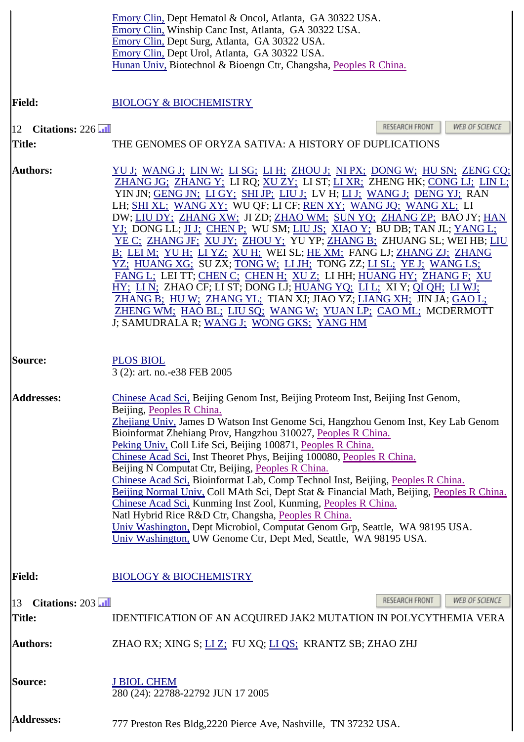Emory Clin, Dept Hematol & Oncol, Atlanta, GA 30322 USA.
Emory Clin, Winship Canc Inst, Atlanta, GA 30322 USA.
Emory Clin, Dept Surg, Atlanta, GA 30322 USA.
Emory Clin, Dept Urol, Atlanta, GA 30322 USA.
Hunan Univ, Biotechnol & Bioengn Ctr, Changsha, Peoples R China.

**Field:** BIOLOGY & BIOCHEMISTRY

12 **Citations:** 226

RESEARCH FRONT | WEB OF SCIENCE

**Title:** THE GENOMES OF ORYZA SATIVA: A HISTORY OF DUPLICATIONS

**Authors:** YU J; WANG J; LIN W; LI SG; LI H; ZHOU J; NI PX; DONG W; HU SN; ZENG CQ; ZHANG JG; ZHANG Y; LI RQ; XU ZY; LI ST; LI XR; ZHENG HK; CONG LJ; LIN L; YIN JN; GENG JN; LI GY; SHI JP; LIU J; LV H; LI J; WANG J; DENG YJ; RAN LH; SHI XL; WANG XY; WU QF; LI CF; REN XY; WANG JQ; WANG XL; LI DW; LIU DY; ZHANG XW; JI ZD; ZHAO WM; SUN YQ; ZHANG ZP; BAO JY; HAN YJ; DONG LL; JI J; CHEN P; WU SM; LIU JS; XIAO Y; BU DB; TAN JL; YANG L; YE C; ZHANG JF; XU JY; ZHOU Y; YU YP; ZHANG B; ZHUANG SL; WEI HB; LIU B; LEI M; YU H; LI YZ; XU H; WEI SL; HE XM; FANG LJ; ZHANG ZJ; ZHANG YZ; HUANG XG; SU ZX; TONG W; LI JH; TONG ZZ; LI SL; YE J; WANG LS; FANG L; LEI TT; CHEN C; CHEN H; XU Z; LI HH; HUANG HY; ZHANG F; XU HY; LI N; ZHAO CF; LI ST; DONG LJ; HUANG YQ; LI L; XI Y; QI QH; LI WJ; ZHANG B; HU W; ZHANG YL; TIAN XJ; JIAO YZ; LIANG XH; JIN JA; GAO L; ZHENG WM; HAO BL; LIU SQ; WANG W; YUAN LP; CAO ML; MCDERMOTT J; SAMUDRALA R; WANG J; WONG GKS; YANG HM

**Source:** PLOS BIOL
3 (2): art. no.-e38 FEB 2005

**Addresses:**
Chinese Acad Sci, Beijing Genom Inst, Beijing Proteom Inst, Beijing Inst Genom, Beijing, Peoples R China.
Zhejiang Univ, James D Watson Inst Genome Sci, Hangzhou Genom Inst, Key Lab Genom Bioinformat Zhehiang Prov, Hangzhou 310027, Peoples R China.
Peking Univ, Coll Life Sci, Beijing 100871, Peoples R China.
Chinese Acad Sci, Inst Theoret Phys, Beijing 100080, Peoples R China.
Beijing N Computat Ctr, Beijing, Peoples R China.
Chinese Acad Sci, Bioinformat Lab, Comp Technol Inst, Beijing, Peoples R China.
Beijing Normal Univ, Coll MAth Sci, Dept Stat & Financial Math, Beijing, Peoples R China.
Chinese Acad Sci, Kunming Inst Zool, Kunming, Peoples R China.
Natl Hybrid Rice R&D Ctr, Changsha, Peoples R China.
Univ Washington, Dept Microbiol, Computat Genom Grp, Seattle, WA 98195 USA.
Univ Washington, UW Genome Ctr, Dept Med, Seattle, WA 98195 USA.

**Field:** BIOLOGY & BIOCHEMISTRY

13 **Citations:** 203

RESEARCH FRONT | WEB OF SCIENCE

**Title:** IDENTIFICATION OF AN ACQUIRED JAK2 MUTATION IN POLYCYTHEMIA VERA

**Authors:** ZHAO RX; XING S; LI Z; FU XQ; LI QS; KRANTZ SB; ZHAO ZHJ

**Source:** J BIOL CHEM
280 (24): 22788-22792 JUN 17 2005

**Addresses:**
777 Preston Res Bldg,2220 Pierce Ave, Nashville, TN 37232 USA.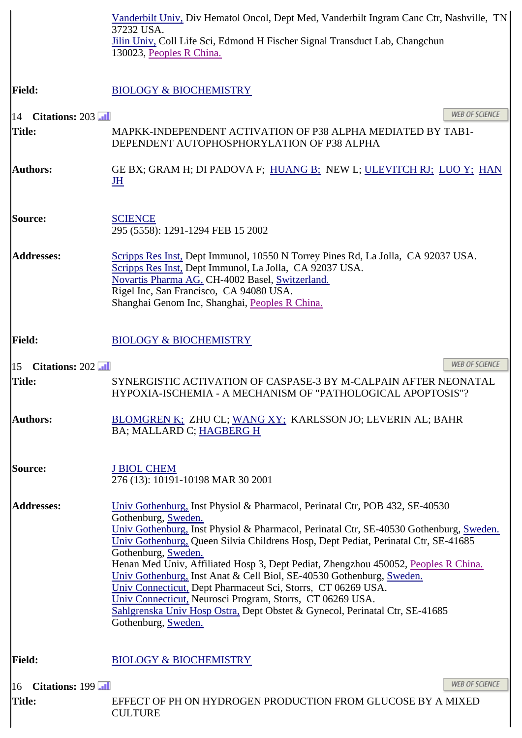Vanderbilt Univ, Div Hematol Oncol, Dept Med, Vanderbilt Ingram Canc Ctr, Nashville, TN 37232 USA.
Jilin Univ, Coll Life Sci, Edmond H Fischer Signal Transduct Lab, Changchun 130023, Peoples R China.

**Field:** BIOLOGY & BIOCHEMISTRY

14 **Citations:** 203

**Title:** MAPKK-INDEPENDENT ACTIVATION OF P38 ALPHA MEDIATED BY TAB1-DEPENDENT AUTOPHOSPHORYLATION OF P38 ALPHA

**Authors:** GE BX; GRAM H; DI PADOVA F; HUANG B; NEW L; ULEVITCH RJ; LUO Y; HAN JH

**Source:** SCIENCE
295 (5558): 1291-1294 FEB 15 2002

**Addresses:**
Scripps Res Inst, Dept Immunol, 10550 N Torrey Pines Rd, La Jolla, CA 92037 USA.
Scripps Res Inst, Dept Immunol, La Jolla, CA 92037 USA.
Novartis Pharma AG, CH-4002 Basel, Switzerland.
Rigel Inc, San Francisco, CA 94080 USA.
Shanghai Genom Inc, Shanghai, Peoples R China.

**Field:** BIOLOGY & BIOCHEMISTRY

15 **Citations:** 202

**Title:** SYNERGISTIC ACTIVATION OF CASPASE-3 BY M-CALPAIN AFTER NEONATAL HYPOXIA-ISCHEMIA - A MECHANISM OF "PATHOLOGICAL APOPTOSIS"?

**Authors:** BLOMGREN K; ZHU CL; WANG XY; KARLSSON JO; LEVERIN AL; BAHR BA; MALLARD C; HAGBERG H

**Source:** J BIOL CHEM
276 (13): 10191-10198 MAR 30 2001

**Addresses:**
Univ Gothenburg, Inst Physiol & Pharmacol, Perinatal Ctr, POB 432, SE-40530 Gothenburg, Sweden.
Univ Gothenburg, Inst Physiol & Pharmacol, Perinatal Ctr, SE-40530 Gothenburg, Sweden.
Univ Gothenburg, Queen Silvia Childrens Hosp, Dept Pediat, Perinatal Ctr, SE-41685 Gothenburg, Sweden.
Henan Med Univ, Affiliated Hosp 3, Dept Pediat, Zhengzhou 450052, Peoples R China.
Univ Gothenburg, Inst Anat & Cell Biol, SE-40530 Gothenburg, Sweden.
Univ Connecticut, Dept Pharmaceut Sci, Storrs, CT 06269 USA.
Univ Connecticut, Neurosci Program, Storrs, CT 06269 USA.
Sahlgrenska Univ Hosp Ostra, Dept Obstet & Gynecol, Perinatal Ctr, SE-41685 Gothenburg, Sweden.

**Field:** BIOLOGY & BIOCHEMISTRY

16 **Citations:** 199

**Title:** EFFECT OF PH ON HYDROGEN PRODUCTION FROM GLUCOSE BY A MIXED CULTURE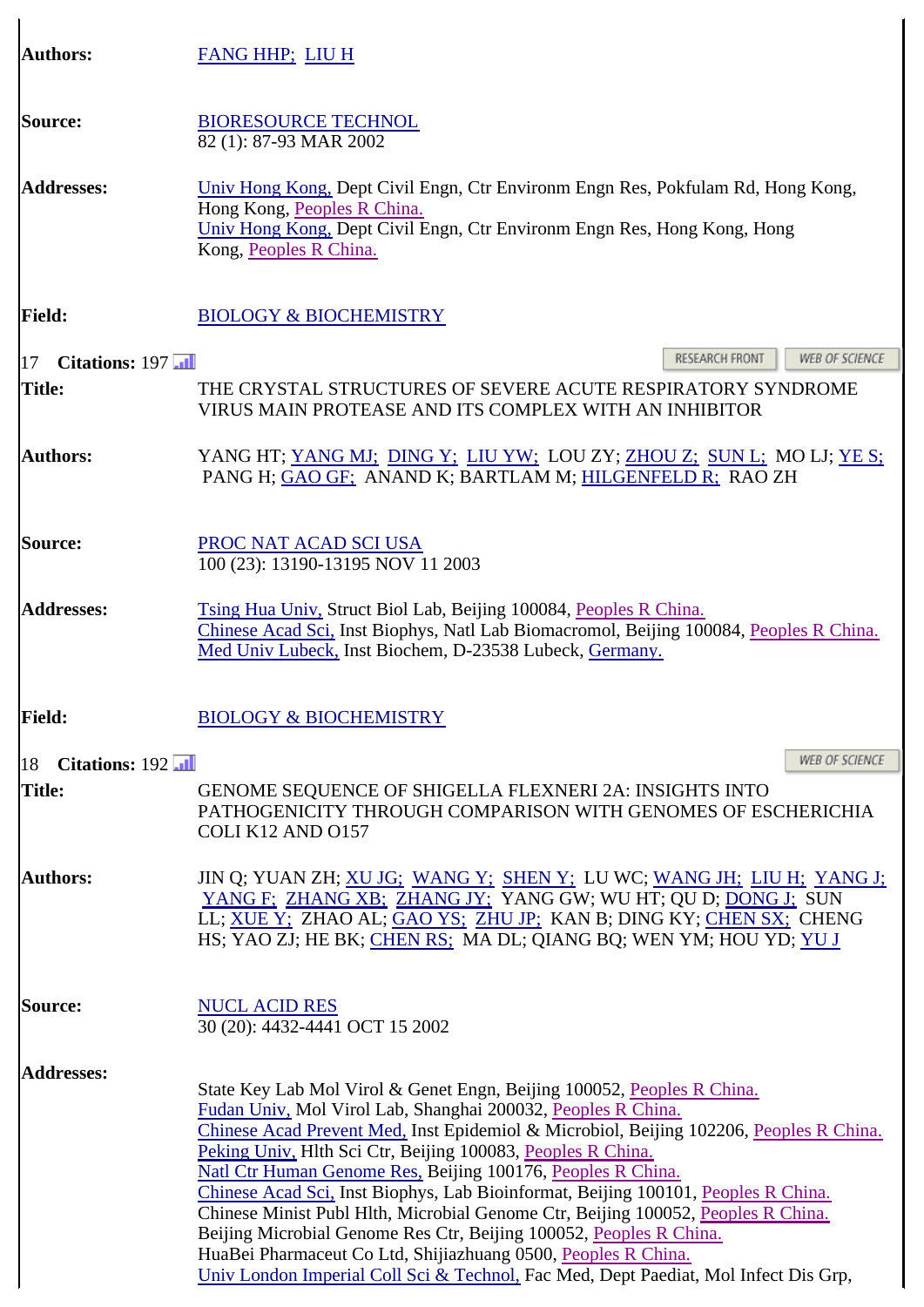**Authors:** FANG HHP; LIU H

**Source:** BIORESOURCE TECHNOL
82 (1): 87-93 MAR 2002

**Addresses:** Univ Hong Kong, Dept Civil Engn, Ctr Environm Engn Res, Pokfulam Rd, Hong Kong, Hong Kong, Peoples R China.
Univ Hong Kong, Dept Civil Engn, Ctr Environm Engn Res, Hong Kong, Hong Kong, Peoples R China.

**Field:** BIOLOGY & BIOCHEMISTRY

17 **Citations:** 197

RESEARCH FRONT | WEB OF SCIENCE

**Title:** THE CRYSTAL STRUCTURES OF SEVERE ACUTE RESPIRATORY SYNDROME VIRUS MAIN PROTEASE AND ITS COMPLEX WITH AN INHIBITOR

**Authors:** YANG HT; YANG MJ; DING Y; LIU YW; LOU ZY; ZHOU Z; SUN L; MO LJ; YE S; PANG H; GAO GF; ANAND K; BARTLAM M; HILGENFELD R; RAO ZH

**Source:** PROC NAT ACAD SCI USA
100 (23): 13190-13195 NOV 11 2003

**Addresses:** Tsing Hua Univ, Struct Biol Lab, Beijing 100084, Peoples R China.
Chinese Acad Sci, Inst Biophys, Natl Lab Biomacromol, Beijing 100084, Peoples R China.
Med Univ Lubeck, Inst Biochem, D-23538 Lubeck, Germany.

**Field:** BIOLOGY & BIOCHEMISTRY

18 **Citations:** 192

WEB OF SCIENCE

**Title:** GENOME SEQUENCE OF SHIGELLA FLEXNERI 2A: INSIGHTS INTO PATHOGENICITY THROUGH COMPARISON WITH GENOMES OF ESCHERICHIA COLI K12 AND O157

**Authors:** JIN Q; YUAN ZH; XU JG; WANG Y; SHEN Y; LU WC; WANG JH; LIU H; YANG J; YANG F; ZHANG XB; ZHANG JY; YANG GW; WU HT; QU D; DONG J; SUN LL; XUE Y; ZHAO AL; GAO YS; ZHU JP; KAN B; DING KY; CHEN SX; CHENG HS; YAO ZJ; HE BK; CHEN RS; MA DL; QIANG BQ; WEN YM; HOU YD; YU J

**Source:** NUCL ACID RES
30 (20): 4432-4441 OCT 15 2002

**Addresses:**
State Key Lab Mol Virol & Genet Engn, Beijing 100052, Peoples R China.
Fudan Univ, Mol Virol Lab, Shanghai 200032, Peoples R China.
Chinese Acad Prevent Med, Inst Epidemiol & Microbiol, Beijing 102206, Peoples R China.
Peking Univ, Hlth Sci Ctr, Beijing 100083, Peoples R China.
Natl Ctr Human Genome Res, Beijing 100176, Peoples R China.
Chinese Acad Sci, Inst Biophys, Lab Bioinformat, Beijing 100101, Peoples R China.
Chinese Minist Publ Hlth, Microbial Genome Ctr, Beijing 100052, Peoples R China.
Beijing Microbial Genome Res Ctr, Beijing 100052, Peoples R China.
HuaBei Pharmaceut Co Ltd, Shijiazhuang 0500, Peoples R China.
Univ London Imperial Coll Sci & Technol, Fac Med, Dept Paediat, Mol Infect Dis Grp,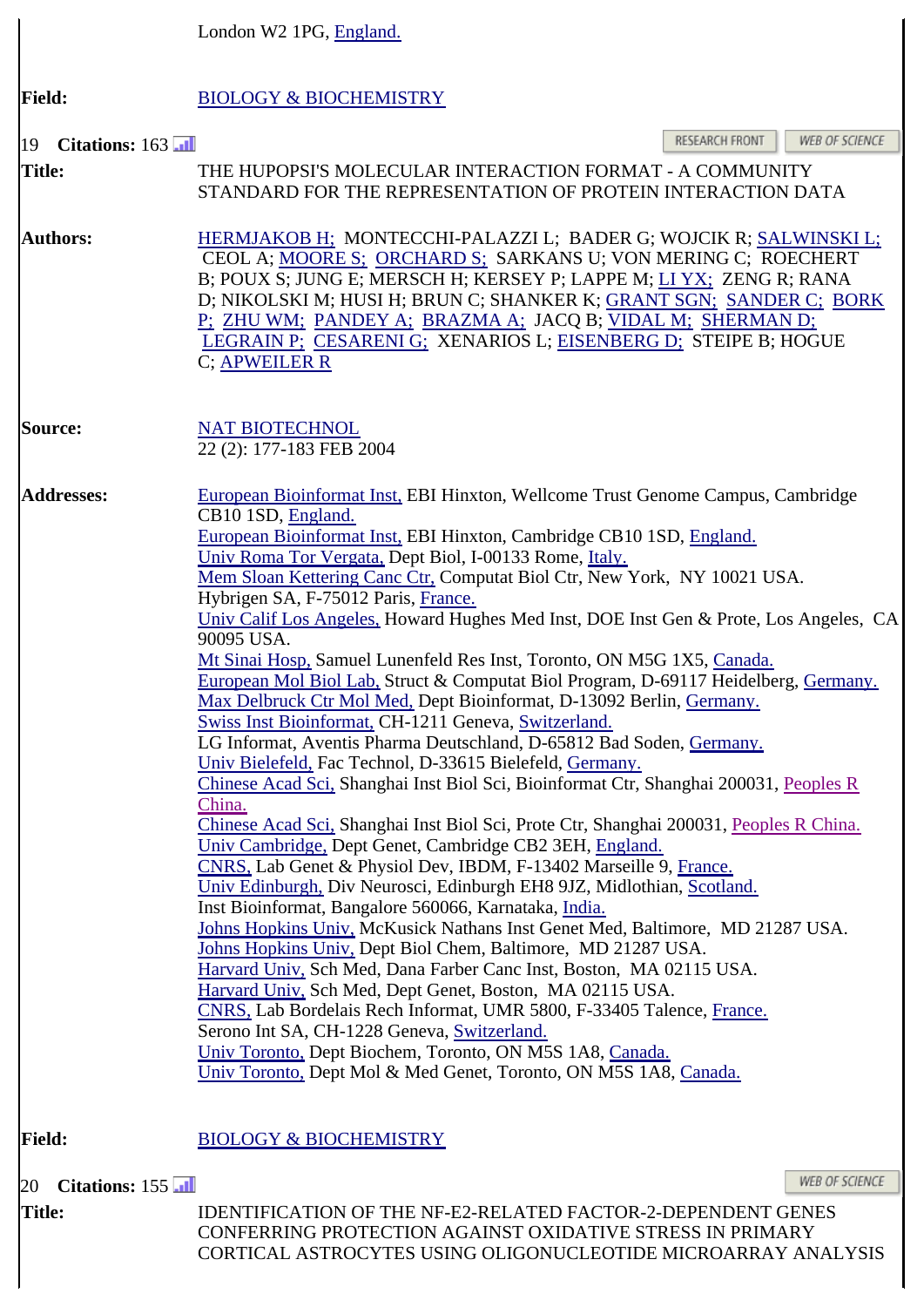London W2 1PG, England.

**Field:** BIOLOGY & BIOCHEMISTRY

19 **Citations:** 163

RESEARCH FRONT | WEB OF SCIENCE

**Title:** THE HUPOPSI'S MOLECULAR INTERACTION FORMAT - A COMMUNITY STANDARD FOR THE REPRESENTATION OF PROTEIN INTERACTION DATA

**Authors:** HERMJAKOB H; MONTECCHI-PALAZZI L; BADER G; WOJCIK R; SALWINSKI L; CEOL A; MOORE S; ORCHARD S; SARKANS U; VON MERING C; ROECHERT B; POUX S; JUNG E; MERSCH H; KERSEY P; LAPPE M; LI YX; ZENG R; RANA D; NIKOLSKI M; HUSI H; BRUN C; SHANKER K; GRANT SGN; SANDER C; BORK P; ZHU WM; PANDEY A; BRAZMA A; JACQ B; VIDAL M; SHERMAN D; LEGRAIN P; CESARENI G; XENARIOS L; EISENBERG D; STEIPE B; HOGUE C; APWEILER R

**Source:** NAT BIOTECHNOL
22 (2): 177-183 FEB 2004

**Addresses:**
European Bioinformat Inst, EBI Hinxton, Wellcome Trust Genome Campus, Cambridge CB10 1SD, England.
European Bioinformat Inst, EBI Hinxton, Cambridge CB10 1SD, England.
Univ Roma Tor Vergata, Dept Biol, I-00133 Rome, Italy.
Mem Sloan Kettering Canc Ctr, Computat Biol Ctr, New York, NY 10021 USA.
Hybrigen SA, F-75012 Paris, France.
Univ Calif Los Angeles, Howard Hughes Med Inst, DOE Inst Gen & Prote, Los Angeles, CA 90095 USA.
Mt Sinai Hosp, Samuel Lunenfeld Res Inst, Toronto, ON M5G 1X5, Canada.
European Mol Biol Lab, Struct & Computat Biol Program, D-69117 Heidelberg, Germany.
Max Delbruck Ctr Mol Med, Dept Bioinformat, D-13092 Berlin, Germany.
Swiss Inst Bioinformat, CH-1211 Geneva, Switzerland.
LG Informat, Aventis Pharma Deutschland, D-65812 Bad Soden, Germany.
Univ Bielefeld, Fac Technol, D-33615 Bielefeld, Germany.
Chinese Acad Sci, Shanghai Inst Biol Sci, Bioinformat Ctr, Shanghai 200031, Peoples R China.
Chinese Acad Sci, Shanghai Inst Biol Sci, Prote Ctr, Shanghai 200031, Peoples R China.
Univ Cambridge, Dept Genet, Cambridge CB2 3EH, England.
CNRS, Lab Genet & Physiol Dev, IBDM, F-13402 Marseille 9, France.
Univ Edinburgh, Div Neurosci, Edinburgh EH8 9JZ, Midlothian, Scotland.
Inst Bioinformat, Bangalore 560066, Karnataka, India.
Johns Hopkins Univ, McKusick Nathans Inst Genet Med, Baltimore, MD 21287 USA.
Johns Hopkins Univ, Dept Biol Chem, Baltimore, MD 21287 USA.
Harvard Univ, Sch Med, Dana Farber Canc Inst, Boston, MA 02115 USA.
Harvard Univ, Sch Med, Dept Genet, Boston, MA 02115 USA.
CNRS, Lab Bordelais Rech Informat, UMR 5800, F-33405 Talence, France.
Serono Int SA, CH-1228 Geneva, Switzerland.
Univ Toronto, Dept Biochem, Toronto, ON M5S 1A8, Canada.
Univ Toronto, Dept Mol & Med Genet, Toronto, ON M5S 1A8, Canada.

**Field:** BIOLOGY & BIOCHEMISTRY

20 **Citations:** 155

WEB OF SCIENCE

**Title:** IDENTIFICATION OF THE NF-E2-RELATED FACTOR-2-DEPENDENT GENES CONFERRING PROTECTION AGAINST OXIDATIVE STRESS IN PRIMARY CORTICAL ASTROCYTES USING OLIGONUCLEOTIDE MICROARRAY ANALYSIS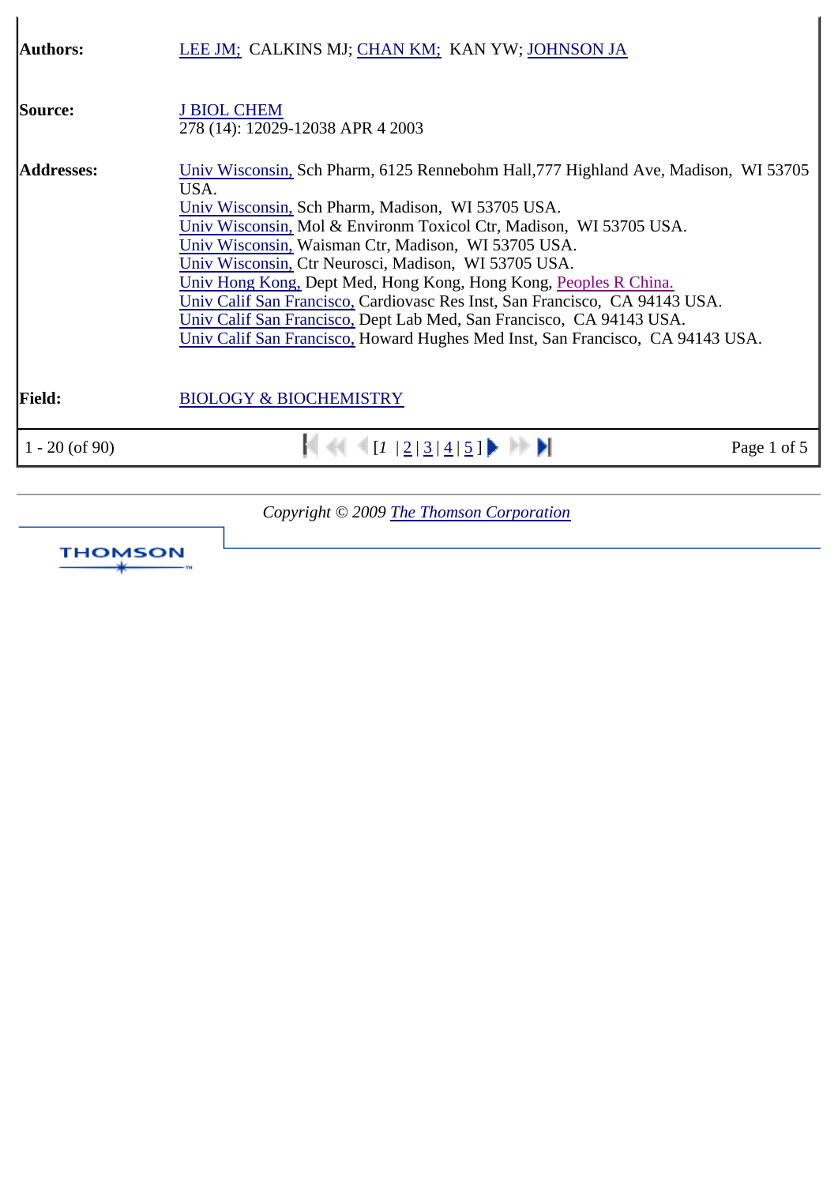**Authors:** LEE JM; CALKINS MJ; CHAN KM; KAN YW; JOHNSON JA

**Source:** J BIOL CHEM
278 (14): 12029-12038 APR 4 2003

**Addresses:** Univ Wisconsin, Sch Pharm, 6125 Rennebohm Hall,777 Highland Ave, Madison, WI 53705 USA.
Univ Wisconsin, Sch Pharm, Madison, WI 53705 USA.
Univ Wisconsin, Mol & Environm Toxicol Ctr, Madison, WI 53705 USA.
Univ Wisconsin, Waisman Ctr, Madison, WI 53705 USA.
Univ Wisconsin, Ctr Neurosci, Madison, WI 53705 USA.
Univ Hong Kong, Dept Med, Hong Kong, Hong Kong, Peoples R China.
Univ Calif San Francisco, Cardiovasc Res Inst, San Francisco, CA 94143 USA.
Univ Calif San Francisco, Dept Lab Med, San Francisco, CA 94143 USA.
Univ Calif San Francisco, Howard Hughes Med Inst, San Francisco, CA 94143 USA.

**Field:** BIOLOGY & BIOCHEMISTRY

1 - 20 (of 90) [1 | 2 | 3 | 4 | 5 ] Page 1 of 5

*Copyright © 2009 The Thomson Corporation*

THOMSON